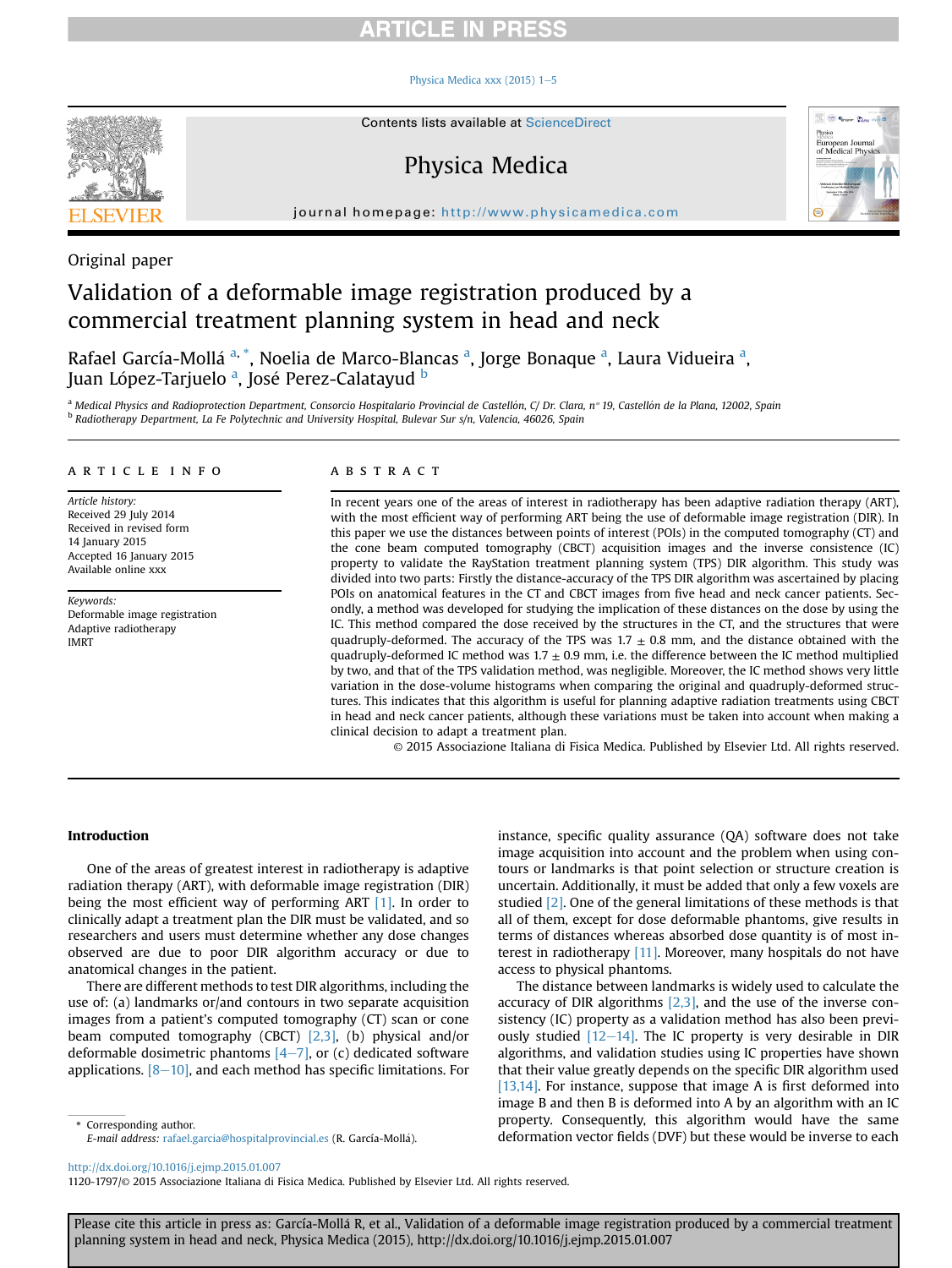Original paper

# Validation of a deformable image registration produced by a commercial treatment planning system in head and neck

Rafael García-Mollá [a,*], Noelia de Marco-Blancas [a], Jorge Bonaque [a], Laura Vidueira [a], Juan López-Tarjuelo [a], José Perez-Calatayud [b]

[a] Medical Physics and Radioprotection Department, Consorcio Hospitalario Provincial de Castellón, C/ Dr. Clara, nº 19, Castellón de la Plana, 12002, Spain
[b] Radiotherapy Department, La Fe Polytechnic and University Hospital, Bulevar Sur s/n, Valencia, 46026, Spain

## ARTICLE INFO

*Article history:*
Received 29 July 2014
Received in revised form 14 January 2015
Accepted 16 January 2015
Available online xxx

*Keywords:*
Deformable image registration
Adaptive radiotherapy
IMRT

## ABSTRACT

In recent years one of the areas of interest in radiotherapy has been adaptive radiation therapy (ART), with the most efficient way of performing ART being the use of deformable image registration (DIR). In this paper we use the distances between points of interest (POIs) in the computed tomography (CT) and the cone beam computed tomography (CBCT) acquisition images and the inverse consistence (IC) property to validate the RayStation treatment planning system (TPS) DIR algorithm. This study was divided into two parts: Firstly the distance-accuracy of the TPS DIR algorithm was ascertained by placing POIs on anatomical features in the CT and CBCT images from five head and neck cancer patients. Secondly, a method was developed for studying the implication of these distances on the dose by using the IC. This method compared the dose received by the structures in the CT, and the structures that were quadruply-deformed. The accuracy of the TPS was 1.7 ± 0.8 mm, and the distance obtained with the quadruply-deformed IC method was 1.7 ± 0.9 mm, i.e. the difference between the IC method multiplied by two, and that of the TPS validation method, was negligible. Moreover, the IC method shows very little variation in the dose-volume histograms when comparing the original and quadruply-deformed structures. This indicates that this algorithm is useful for planning adaptive radiation treatments using CBCT in head and neck cancer patients, although these variations must be taken into account when making a clinical decision to adapt a treatment plan.

© 2015 Associazione Italiana di Fisica Medica. Published by Elsevier Ltd. All rights reserved.

## Introduction

One of the areas of greatest interest in radiotherapy is adaptive radiation therapy (ART), with deformable image registration (DIR) being the most efficient way of performing ART [1]. In order to clinically adapt a treatment plan the DIR must be validated, and so researchers and users must determine whether any dose changes observed are due to poor DIR algorithm accuracy or due to anatomical changes in the patient.

There are different methods to test DIR algorithms, including the use of: (a) landmarks or/and contours in two separate acquisition images from a patient's computed tomography (CT) scan or cone beam computed tomography (CBCT) [2,3], (b) physical and/or deformable dosimetric phantoms [4–7], or (c) dedicated software applications. [8–10], and each method has specific limitations. For instance, specific quality assurance (QA) software does not take image acquisition into account and the problem when using contours or landmarks is that point selection or structure creation is uncertain. Additionally, it must be added that only a few voxels are studied [2]. One of the general limitations of these methods is that all of them, except for dose deformable phantoms, give results in terms of distances whereas absorbed dose quantity is of most interest in radiotherapy [11]. Moreover, many hospitals do not have access to physical phantoms.

The distance between landmarks is widely used to calculate the accuracy of DIR algorithms [2,3], and the use of the inverse consistency (IC) property as a validation method has also been previously studied [12–14]. The IC property is very desirable in DIR algorithms, and validation studies using IC properties have shown that their value greatly depends on the specific DIR algorithm used [13,14]. For instance, suppose that image A is first deformed into image B and then B is deformed into A by an algorithm with an IC property. Consequently, this algorithm would have the same deformation vector fields (DVF) but these would be inverse to each

* Corresponding author.
*E-mail address:* rafael.garcia@hospitalprovincial.es (R. García-Mollá).

http://dx.doi.org/10.1016/j.ejmp.2015.01.007
1120-1797/© 2015 Associazione Italiana di Fisica Medica. Published by Elsevier Ltd. All rights reserved.

Please cite this article in press as: García-Mollá R, et al., Validation of a deformable image registration produced by a commercial treatment planning system in head and neck, Physica Medica (2015), http://dx.doi.org/10.1016/j.ejmp.2015.01.007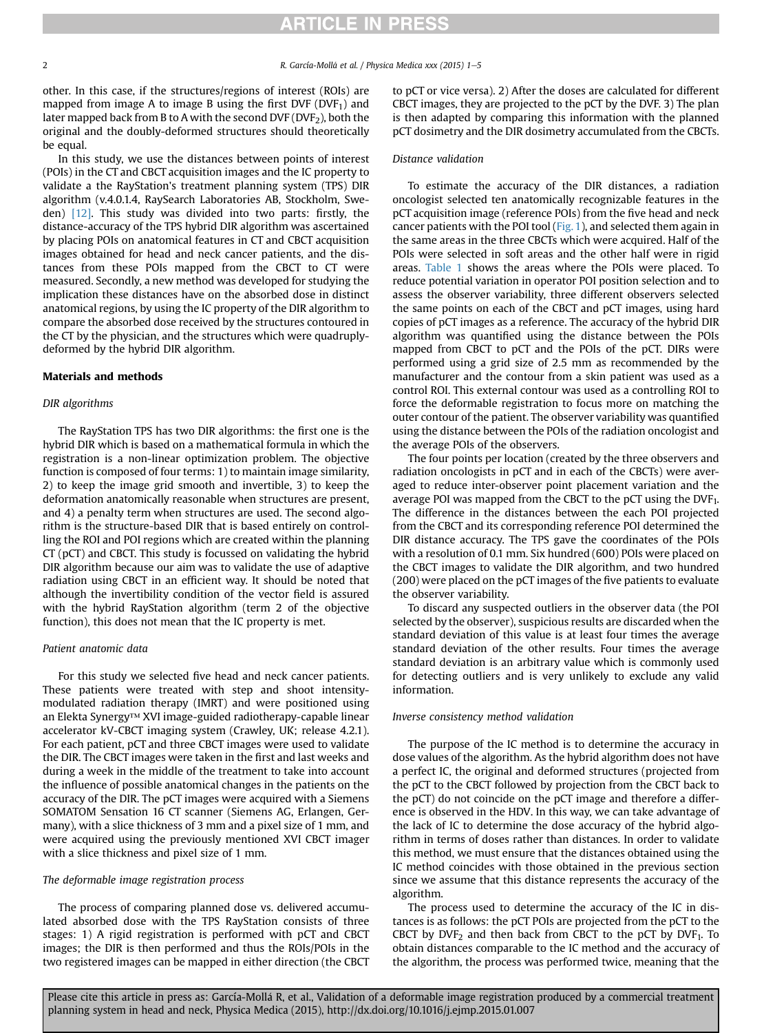other. In this case, if the structures/regions of interest (ROIs) are mapped from image A to image B using the first DVF ($DVF_1$) and later mapped back from B to A with the second DVF ($DVF_2$), both the original and the doubly-deformed structures should theoretically be equal.

In this study, we use the distances between points of interest (POIs) in the CT and CBCT acquisition images and the IC property to validate a the RayStation's treatment planning system (TPS) DIR algorithm (v.4.0.1.4, RaySearch Laboratories AB, Stockholm, Sweden) [12]. This study was divided into two parts: firstly, the distance-accuracy of the TPS hybrid DIR algorithm was ascertained by placing POIs on anatomical features in CT and CBCT acquisition images obtained for head and neck cancer patients, and the distances from these POIs mapped from the CBCT to CT were measured. Secondly, a new method was developed for studying the implication these distances have on the absorbed dose in distinct anatomical regions, by using the IC property of the DIR algorithm to compare the absorbed dose received by the structures contoured in the CT by the physician, and the structures which were quadruply-deformed by the hybrid DIR algorithm.

## Materials and methods

### DIR algorithms

The RayStation TPS has two DIR algorithms: the first one is the hybrid DIR which is based on a mathematical formula in which the registration is a non-linear optimization problem. The objective function is composed of four terms: 1) to maintain image similarity, 2) to keep the image grid smooth and invertible, 3) to keep the deformation anatomically reasonable when structures are present, and 4) a penalty term when structures are used. The second algorithm is the structure-based DIR that is based entirely on controlling the ROI and POI regions which are created within the planning CT (pCT) and CBCT. This study is focussed on validating the hybrid DIR algorithm because our aim was to validate the use of adaptive radiation using CBCT in an efficient way. It should be noted that although the invertibility condition of the vector field is assured with the hybrid RayStation algorithm (term 2 of the objective function), this does not mean that the IC property is met.

### Patient anatomic data

For this study we selected five head and neck cancer patients. These patients were treated with step and shoot intensity-modulated radiation therapy (IMRT) and were positioned using an Elekta Synergy™ XVI image-guided radiotherapy-capable linear accelerator kV-CBCT imaging system (Crawley, UK; release 4.2.1). For each patient, pCT and three CBCT images were used to validate the DIR. The CBCT images were taken in the first and last weeks and during a week in the middle of the treatment to take into account the influence of possible anatomical changes in the patients on the accuracy of the DIR. The pCT images were acquired with a Siemens SOMATOM Sensation 16 CT scanner (Siemens AG, Erlangen, Germany), with a slice thickness of 3 mm and a pixel size of 1 mm, and were acquired using the previously mentioned XVI CBCT imager with a slice thickness and pixel size of 1 mm.

### The deformable image registration process

The process of comparing planned dose vs. delivered accumulated absorbed dose with the TPS RayStation consists of three stages: 1) A rigid registration is performed with pCT and CBCT images; the DIR is then performed and thus the ROIs/POIs in the two registered images can be mapped in either direction (the CBCT to pCT or vice versa). 2) After the doses are calculated for different CBCT images, they are projected to the pCT by the DVF. 3) The plan is then adapted by comparing this information with the planned pCT dosimetry and the DIR dosimetry accumulated from the CBCTs.

### Distance validation

To estimate the accuracy of the DIR distances, a radiation oncologist selected ten anatomically recognizable features in the pCT acquisition image (reference POIs) from the five head and neck cancer patients with the POI tool (Fig. 1), and selected them again in the same areas in the three CBCTs which were acquired. Half of the POIs were selected in soft areas and the other half were in rigid areas. Table 1 shows the areas where the POIs were placed. To reduce potential variation in operator POI position selection and to assess the observer variability, three different observers selected the same points on each of the CBCT and pCT images, using hard copies of pCT images as a reference. The accuracy of the hybrid DIR algorithm was quantified using the distance between the POIs mapped from CBCT to pCT and the POIs of the pCT. DIRs were performed using a grid size of 2.5 mm as recommended by the manufacturer and the contour from a skin patient was used as a control ROI. This external contour was used as a controlling ROI to force the deformable registration to focus more on matching the outer contour of the patient. The observer variability was quantified using the distance between the POIs of the radiation oncologist and the average POIs of the observers.

The four points per location (created by the three observers and radiation oncologists in pCT and in each of the CBCTs) were averaged to reduce inter-observer point placement variation and the average POI was mapped from the CBCT to the pCT using the $DVF_1$. The difference in the distances between the each POI projected from the CBCT and its corresponding reference POI determined the DIR distance accuracy. The TPS gave the coordinates of the POIs with a resolution of 0.1 mm. Six hundred (600) POIs were placed on the CBCT images to validate the DIR algorithm, and two hundred (200) were placed on the pCT images of the five patients to evaluate the observer variability.

To discard any suspected outliers in the observer data (the POI selected by the observer), suspicious results are discarded when the standard deviation of this value is at least four times the average standard deviation of the other results. Four times the average standard deviation is an arbitrary value which is commonly used for detecting outliers and is very unlikely to exclude any valid information.

### Inverse consistency method validation

The purpose of the IC method is to determine the accuracy in dose values of the algorithm. As the hybrid algorithm does not have a perfect IC, the original and deformed structures (projected from the pCT to the CBCT followed by projection from the CBCT back to the pCT) do not coincide on the pCT image and therefore a difference is observed in the HDV. In this way, we can take advantage of the lack of IC to determine the dose accuracy of the hybrid algorithm in terms of doses rather than distances. In order to validate this method, we must ensure that the distances obtained using the IC method coincides with those obtained in the previous section since we assume that this distance represents the accuracy of the algorithm.

The process used to determine the accuracy of the IC in distances is as follows: the pCT POIs are projected from the pCT to the CBCT by $DVF_2$ and then back from CBCT to the pCT by $DVF_1$. To obtain distances comparable to the IC method and the accuracy of the algorithm, the process was performed twice, meaning that the

Please cite this article in press as: García-Mollá R, et al., Validation of a deformable image registration produced by a commercial treatment planning system in head and neck, Physica Medica (2015), http://dx.doi.org/10.1016/j.ejmp.2015.01.007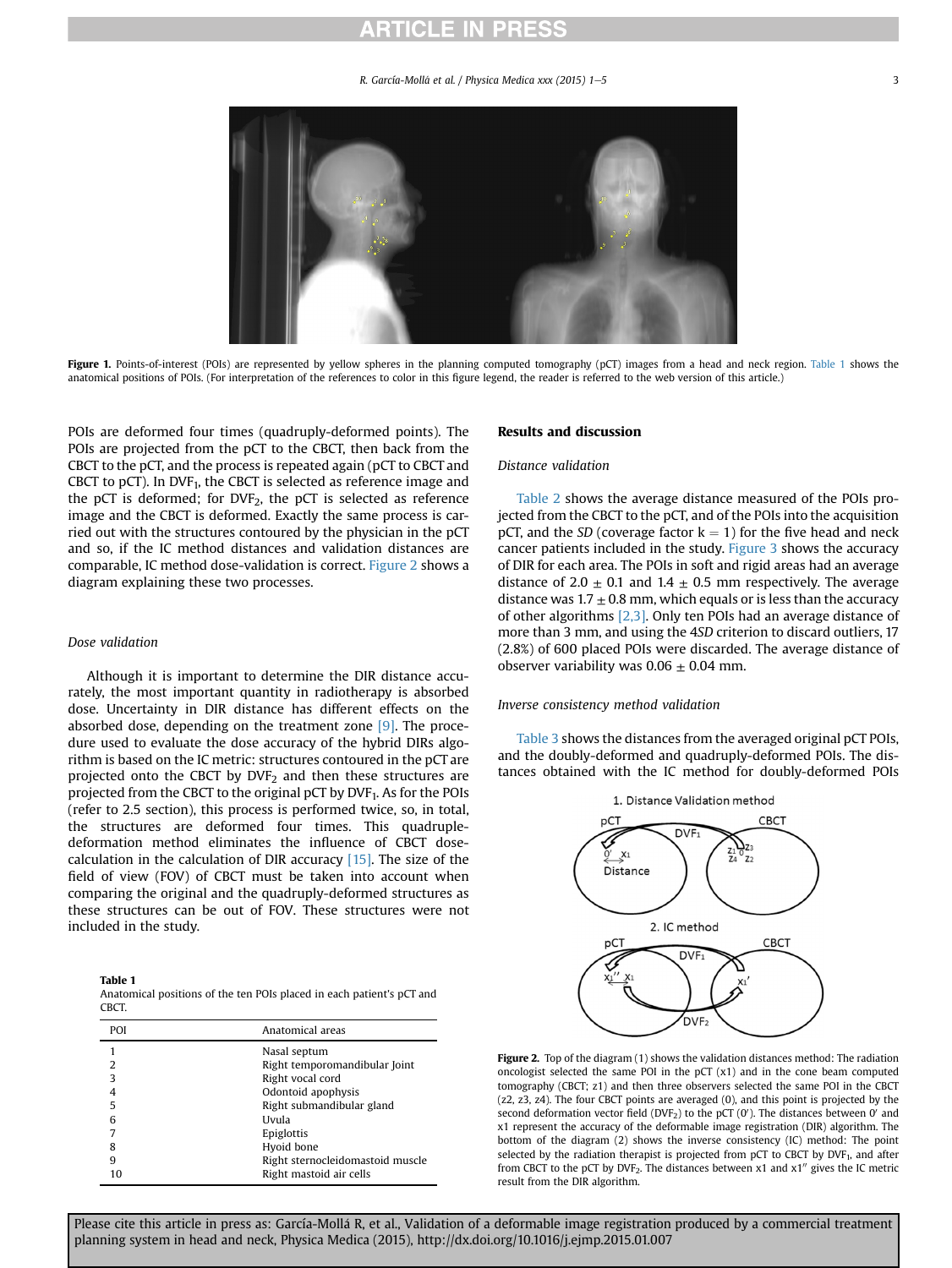Figure 1. Points-of-interest (POIs) are represented by yellow spheres in the planning computed tomography (pCT) images from a head and neck region. Table 1 shows the anatomical positions of POIs. (For interpretation of the references to color in this figure legend, the reader is referred to the web version of this article.)

POIs are deformed four times (quadruply-deformed points). The POIs are projected from the pCT to the CBCT, then back from the CBCT to the pCT, and the process is repeated again (pCT to CBCT and CBCT to pCT). In $DVF_1$, the CBCT is selected as reference image and the pCT is deformed; for $DVF_2$, the pCT is selected as reference image and the CBCT is deformed. Exactly the same process is carried out with the structures contoured by the physician in the pCT and so, if the IC method distances and validation distances are comparable, IC method dose-validation is correct. Figure 2 shows a diagram explaining these two processes.

### Dose validation

Although it is important to determine the DIR distance accurately, the most important quantity in radiotherapy is absorbed dose. Uncertainty in DIR distance has different effects on the absorbed dose, depending on the treatment zone [9]. The procedure used to evaluate the dose accuracy of the hybrid DIRs algorithm is based on the IC metric: structures contoured in the pCT are projected onto the CBCT by $DVF_2$ and then these structures are projected from the CBCT to the original pCT by $DVF_1$. As for the POIs (refer to 2.5 section), this process is performed twice, so, in total, the structures are deformed four times. This quadruple-deformation method eliminates the influence of CBCT dose-calculation in the calculation of DIR accuracy [15]. The size of the field of view (FOV) of CBCT must be taken into account when comparing the original and the quadruply-deformed structures as these structures can be out of FOV. These structures were not included in the study.

**Table 1**
Anatomical positions of the ten POIs placed in each patient's pCT and CBCT.

| POI | Anatomical areas |
|---|---|
| 1 | Nasal septum |
| 2 | Right temporomandibular Joint |
| 3 | Right vocal cord |
| 4 | Odontoid apophysis |
| 5 | Right submandibular gland |
| 6 | Uvula |
| 7 | Epiglottis |
| 8 | Hyoid bone |
| 9 | Right sternocleidomastoid muscle |
| 10 | Right mastoid air cells |

## Results and discussion

### Distance validation

Table 2 shows the average distance measured of the POIs projected from the CBCT to the pCT, and of the POIs into the acquisition pCT, and the *SD* (coverage factor $k = 1$) for the five head and neck cancer patients included in the study. Figure 3 shows the accuracy of DIR for each area. The POIs in soft and rigid areas had an average distance of $2.0 \pm 0.1$ and $1.4 \pm 0.5$ mm respectively. The average distance was $1.7 \pm 0.8$ mm, which equals or is less than the accuracy of other algorithms [2,3]. Only ten POIs had an average distance of more than 3 mm, and using the 4*SD* criterion to discard outliers, 17 (2.8%) of 600 placed POIs were discarded. The average distance of observer variability was $0.06 \pm 0.04$ mm.

### Inverse consistency method validation

Table 3 shows the distances from the averaged original pCT POIs, and the doubly-deformed and quadruply-deformed POIs. The distances obtained with the IC method for doubly-deformed POIs

Figure 2. Top of the diagram (1) shows the validation distances method: The radiation oncologist selected the same POI in the pCT (x1) and in the cone beam computed tomography (CBCT; z1) and then three observers selected the same POI in the CBCT (z2, z3, z4). The four CBCT points are averaged (0), and this point is projected by the second deformation vector field ($DVF_2$) to the pCT (0′). The distances between 0′ and x1 represent the accuracy of the deformable image registration (DIR) algorithm. The bottom of the diagram (2) shows the inverse consistency (IC) method: The point selected by the radiation therapist is projected from pCT to CBCT by $DVF_1$, and after from CBCT to the pCT by $DVF_2$. The distances between x1 and x1″ gives the IC metric result from the DIR algorithm.

Please cite this article in press as: García-Mollá R, et al., Validation of a deformable image registration produced by a commercial treatment planning system in head and neck, Physica Medica (2015), http://dx.doi.org/10.1016/j.ejmp.2015.01.007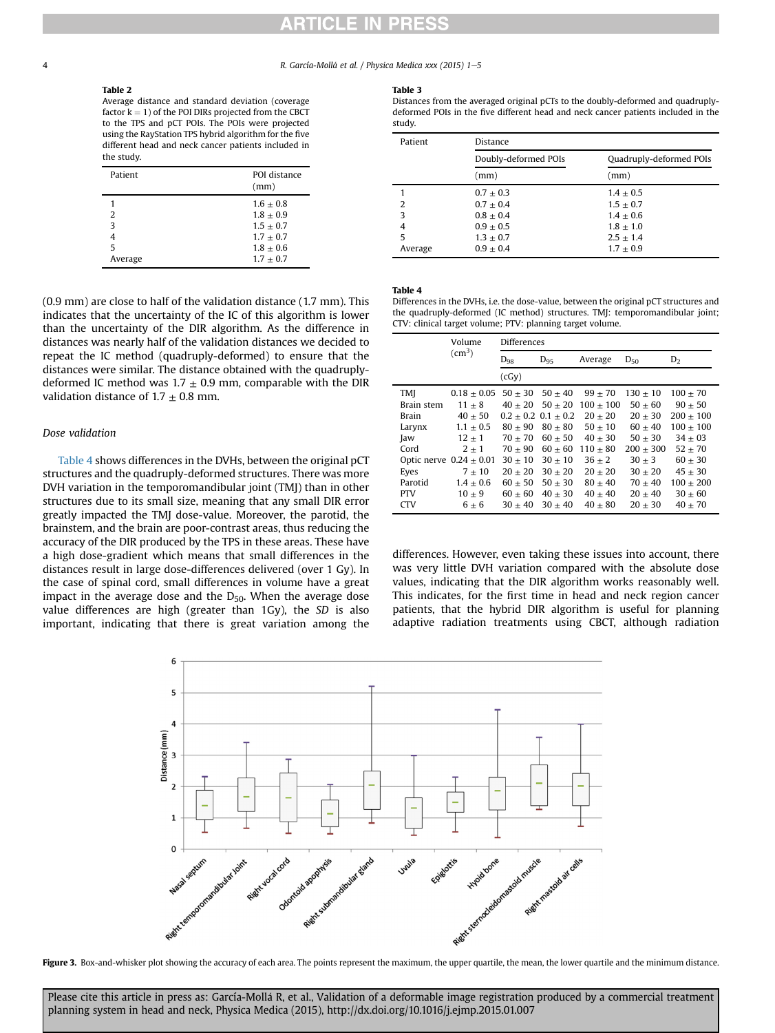**Table 2**
Average distance and standard deviation (coverage factor k = 1) of the POI DIRs projected from the CBCT to the TPS and pCT POIs. The POIs were projected using the RayStation TPS hybrid algorithm for the five different head and neck cancer patients included in the study.

| Patient | POI distance (mm) |
|---|---|
| 1 | 1.6 ± 0.8 |
| 2 | 1.8 ± 0.9 |
| 3 | 1.5 ± 0.7 |
| 4 | 1.7 ± 0.7 |
| 5 | 1.8 ± 0.6 |
| Average | 1.7 ± 0.7 |

**Table 3**
Distances from the averaged original pCTs to the doubly-deformed and quadruply-deformed POIs in the five different head and neck cancer patients included in the study.

| Patient | Distance | |
|---|---|---|
| | Doubly-deformed POIs | Quadruply-deformed POIs |
| | (mm) | (mm) |
| 1 | 0.7 ± 0.3 | 1.4 ± 0.5 |
| 2 | 0.7 ± 0.4 | 1.5 ± 0.7 |
| 3 | 0.8 ± 0.4 | 1.4 ± 0.6 |
| 4 | 0.9 ± 0.5 | 1.8 ± 1.0 |
| 5 | 1.3 ± 0.7 | 2.5 ± 1.4 |
| Average | 0.9 ± 0.4 | 1.7 ± 0.9 |

(0.9 mm) are close to half of the validation distance (1.7 mm). This indicates that the uncertainty of the IC of this algorithm is lower than the uncertainty of the DIR algorithm. As the difference in distances was nearly half of the validation distances we decided to repeat the IC method (quadruply-deformed) to ensure that the distances were similar. The distance obtained with the quadruply-deformed IC method was 1.7 ± 0.9 mm, comparable with the DIR validation distance of 1.7 ± 0.8 mm.

### Dose validation

Table 4 shows differences in the DVHs, between the original pCT structures and the quadruply-deformed structures. There was more DVH variation in the temporomandibular joint (TMJ) than in other structures due to its small size, meaning that any small DIR error greatly impacted the TMJ dose-value. Moreover, the parotid, the brainstem, and the brain are poor-contrast areas, thus reducing the accuracy of the DIR produced by the TPS in these areas. These have a high dose-gradient which means that small differences in the distances result in large dose-differences delivered (over 1 Gy). In the case of spinal cord, small differences in volume have a great impact in the average dose and the $D_{50}$. When the average dose value differences are high (greater than 1Gy), the *SD* is also important, indicating that there is great variation among the differences. However, even taking these issues into account, there was very little DVH variation compared with the absolute dose values, indicating that the DIR algorithm works reasonably well. This indicates, for the first time in head and neck region cancer patients, that the hybrid DIR algorithm is useful for planning adaptive radiation treatments using CBCT, although radiation

**Table 4**
Differences in the DVHs, i.e. the dose-value, between the original pCT structures and the quadruply-deformed (IC method) structures. TMJ: temporomandibular joint; CTV: clinical target volume; PTV: planning target volume.

| | Volume ($cm^3$) | Differences | | | | |
|---|---|---|---|---|---|---|
| | | $D_{98}$ | $D_{95}$ | Average | $D_{50}$ | $D_2$ |
| | | (cGy) | | | | |
| TMJ | 0.18 ± 0.05 | 50 ± 30 | 50 ± 40 | 99 ± 70 | 130 ± 10 | 100 ± 70 |
| Brain stem | 11 ± 8 | 40 ± 20 | 50 ± 20 | 100 ± 100 | 50 ± 60 | 90 ± 50 |
| Brain | 40 ± 50 | 0.2 ± 0.2 | 0.1 ± 0.2 | 20 ± 20 | 20 ± 30 | 200 ± 100 |
| Larynx | 1.1 ± 0.5 | 80 ± 90 | 80 ± 80 | 50 ± 10 | 60 ± 40 | 100 ± 100 |
| Jaw | 12 ± 1 | 70 ± 70 | 60 ± 50 | 40 ± 30 | 50 ± 30 | 34 ± 03 |
| Cord | 2 ± 1 | 70 ± 90 | 60 ± 60 | 110 ± 80 | 200 ± 300 | 52 ± 70 |
| Optic nerve | 0.24 ± 0.01 | 30 ± 10 | 30 ± 10 | 36 ± 2 | 30 ± 3 | 60 ± 30 |
| Eyes | 7 ± 10 | 20 ± 20 | 30 ± 20 | 20 ± 20 | 30 ± 20 | 45 ± 30 |
| Parotid | 1.4 ± 0.6 | 60 ± 50 | 50 ± 30 | 80 ± 40 | 70 ± 40 | 100 ± 200 |
| PTV | 10 ± 9 | 60 ± 60 | 40 ± 30 | 40 ± 40 | 20 ± 40 | 30 ± 60 |
| CTV | 6 ± 6 | 30 ± 40 | 30 ± 40 | 40 ± 80 | 20 ± 30 | 40 ± 70 |

**Figure 3.** Box-and-whisker plot showing the accuracy of each area. The points represent the maximum, the upper quartile, the mean, the lower quartile and the minimum distance.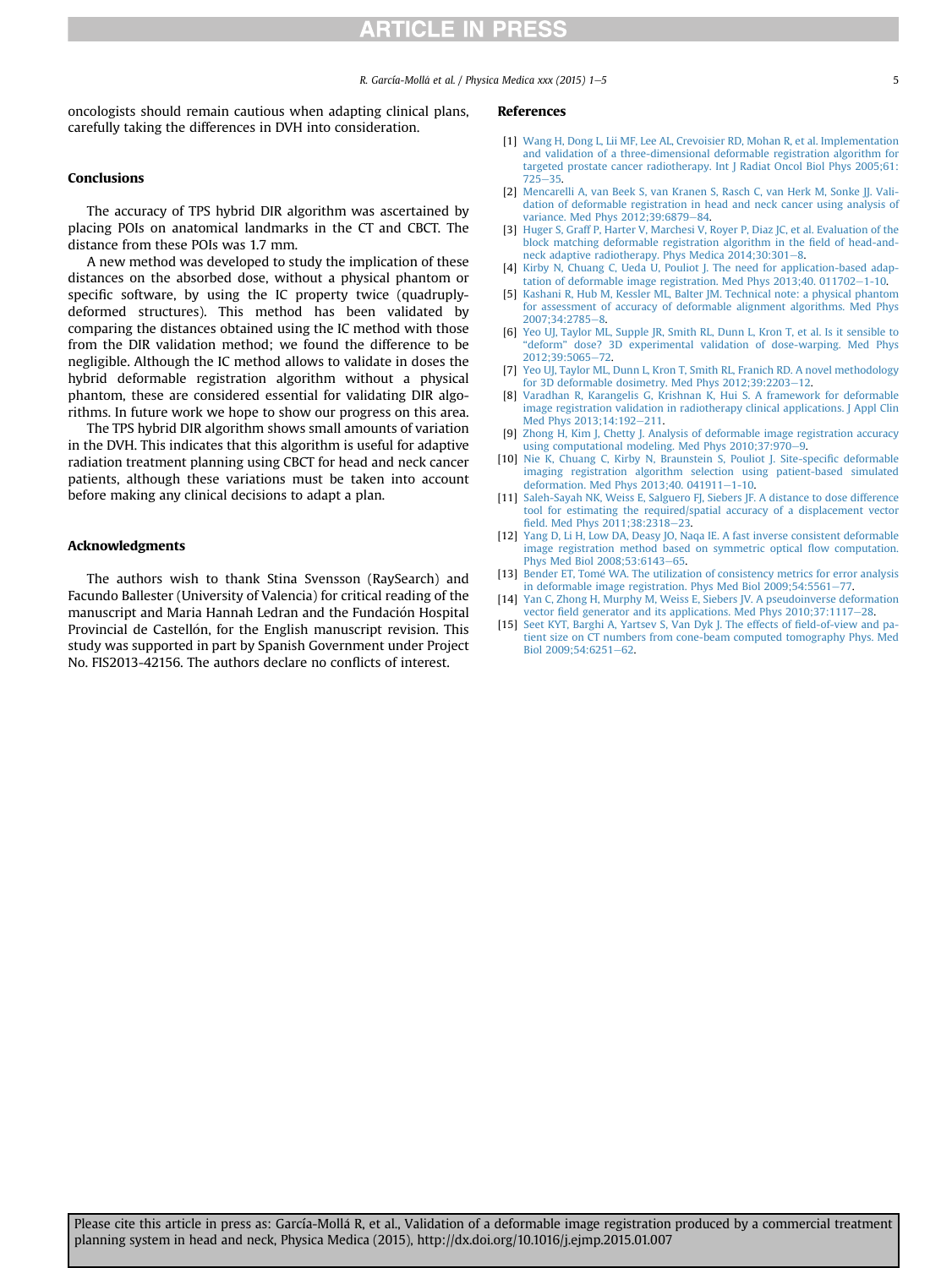oncologists should remain cautious when adapting clinical plans, carefully taking the differences in DVH into consideration.

## Conclusions

The accuracy of TPS hybrid DIR algorithm was ascertained by placing POIs on anatomical landmarks in the CT and CBCT. The distance from these POIs was 1.7 mm.

A new method was developed to study the implication of these distances on the absorbed dose, without a physical phantom or specific software, by using the IC property twice (quadruply-deformed structures). This method has been validated by comparing the distances obtained using the IC method with those from the DIR validation method; we found the difference to be negligible. Although the IC method allows to validate in doses the hybrid deformable registration algorithm without a physical phantom, these are considered essential for validating DIR algorithms. In future work we hope to show our progress on this area.

The TPS hybrid DIR algorithm shows small amounts of variation in the DVH. This indicates that this algorithm is useful for adaptive radiation treatment planning using CBCT for head and neck cancer patients, although these variations must be taken into account before making any clinical decisions to adapt a plan.

## Acknowledgments

The authors wish to thank Stina Svensson (RaySearch) and Facundo Ballester (University of Valencia) for critical reading of the manuscript and Maria Hannah Ledran and the Fundación Hospital Provincial de Castellón, for the English manuscript revision. This study was supported in part by Spanish Government under Project No. FIS2013-42156. The authors declare no conflicts of interest.

## References

[1] Wang H, Dong L, Lii MF, Lee AL, Crevoisier RD, Mohan R, et al. Implementation and validation of a three-dimensional deformable registration algorithm for targeted prostate cancer radiotherapy. Int J Radiat Oncol Biol Phys 2005;61:725–35.

[2] Mencarelli A, van Beek S, van Kranen S, Rasch C, van Herk M, Sonke JJ. Validation of deformable registration in head and neck cancer using analysis of variance. Med Phys 2012;39:6879–84.

[3] Huger S, Graff P, Harter V, Marchesi V, Royer P, Diaz JC, et al. Evaluation of the block matching deformable registration algorithm in the field of head-and-neck adaptive radiotherapy. Phys Medica 2014;30:301–8.

[4] Kirby N, Chuang C, Ueda U, Pouliot J. The need for application-based adaptation of deformable image registration. Med Phys 2013;40. 011702–1-10.

[5] Kashani R, Hub M, Kessler ML, Balter JM. Technical note: a physical phantom for assessment of accuracy of deformable alignment algorithms. Med Phys 2007;34:2785–8.

[6] Yeo UJ, Taylor ML, Supple JR, Smith RL, Dunn L, Kron T, et al. Is it sensible to "deform" dose? 3D experimental validation of dose-warping. Med Phys 2012;39:5065–72.

[7] Yeo UJ, Taylor ML, Dunn L, Kron T, Smith RL, Franich RD. A novel methodology for 3D deformable dosimetry. Med Phys 2012;39:2203–12.

[8] Varadhan R, Karangelis G, Krishnan K, Hui S. A framework for deformable image registration validation in radiotherapy clinical applications. J Appl Clin Med Phys 2013;14:192–211.

[9] Zhong H, Kim J, Chetty J. Analysis of deformable image registration accuracy using computational modeling. Med Phys 2010;37:970–9.

[10] Nie K, Chuang C, Kirby N, Braunstein S, Pouliot J. Site-specific deformable imaging registration algorithm selection using patient-based simulated deformation. Med Phys 2013;40. 041911–1-10.

[11] Saleh-Sayah NK, Weiss E, Salguero FJ, Siebers JF. A distance to dose difference tool for estimating the required/spatial accuracy of a displacement vector field. Med Phys 2011;38:2318–23.

[12] Yang D, Li H, Low DA, Deasy JO, Naqa IE. A fast inverse consistent deformable image registration method based on symmetric optical flow computation. Phys Med Biol 2008;53:6143–65.

[13] Bender ET, Tomé WA. The utilization of consistency metrics for error analysis in deformable image registration. Phys Med Biol 2009;54:5561–77.

[14] Yan C, Zhong H, Murphy M, Weiss E, Siebers JV. A pseudoinverse deformation vector field generator and its applications. Med Phys 2010;37:1117–28.

[15] Seet KYT, Barghi A, Yartsev S, Van Dyk J. The effects of field-of-view and patient size on CT numbers from cone-beam computed tomography Phys. Med Biol 2009;54:6251–62.

Please cite this article in press as: García-Mollá R, et al., Validation of a deformable image registration produced by a commercial treatment planning system in head and neck, Physica Medica (2015), http://dx.doi.org/10.1016/j.ejmp.2015.01.007